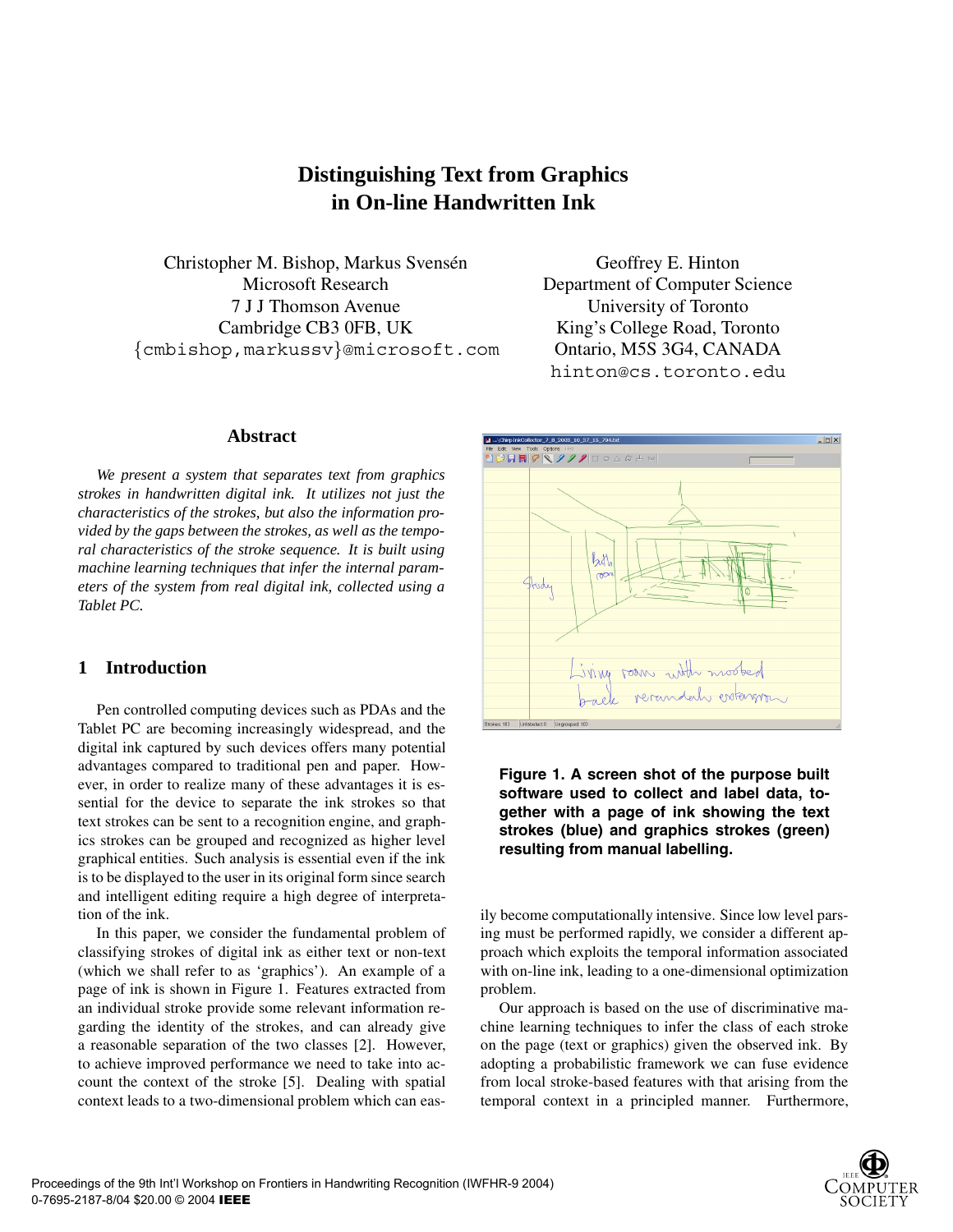# Distinguishing Text from Graphics in On-line Handwritten Ink

Christopher M. Bishop, Markus Svensén
Microsoft Research
7 J J Thomson Avenue
Cambridge CB3 0FB, UK
{cmbishop,markussv}@microsoft.com

Geoffrey E. Hinton
Department of Computer Science
University of Toronto
King's College Road, Toronto
Ontario, M5S 3G4, CANADA
hinton@cs.toronto.edu

## Abstract

*We present a system that separates text from graphics strokes in handwritten digital ink. It utilizes not just the characteristics of the strokes, but also the information provided by the gaps between the strokes, as well as the temporal characteristics of the stroke sequence. It is built using machine learning techniques that infer the internal parameters of the system from real digital ink, collected using a Tablet PC.*

## 1 Introduction

Pen controlled computing devices such as PDAs and the Tablet PC are becoming increasingly widespread, and the digital ink captured by such devices offers many potential advantages compared to traditional pen and paper. However, in order to realize many of these advantages it is essential for the device to separate the ink strokes so that text strokes can be sent to a recognition engine, and graphics strokes can be grouped and recognized as higher level graphical entities. Such analysis is essential even if the ink is to be displayed to the user in its original form since search and intelligent editing require a high degree of interpretation of the ink.

In this paper, we consider the fundamental problem of classifying strokes of digital ink as either text or non-text (which we shall refer to as 'graphics'). An example of a page of ink is shown in Figure 1. Features extracted from an individual stroke provide some relevant information regarding the identity of the strokes, and can already give a reasonable separation of the two classes [2]. However, to achieve improved performance we need to take into account the context of the stroke [5]. Dealing with spatial context leads to a two-dimensional problem which can easily become computationally intensive. Since low level parsing must be performed rapidly, we consider a different approach which exploits the temporal information associated with on-line ink, leading to a one-dimensional optimization problem.

**Figure 1. A screen shot of the purpose built software used to collect and label data, together with a page of ink showing the text strokes (blue) and graphics strokes (green) resulting from manual labelling.**

Our approach is based on the use of discriminative machine learning techniques to infer the class of each stroke on the page (text or graphics) given the observed ink. By adopting a probabilistic framework we can fuse evidence from local stroke-based features with that arising from the temporal context in a principled manner. Furthermore,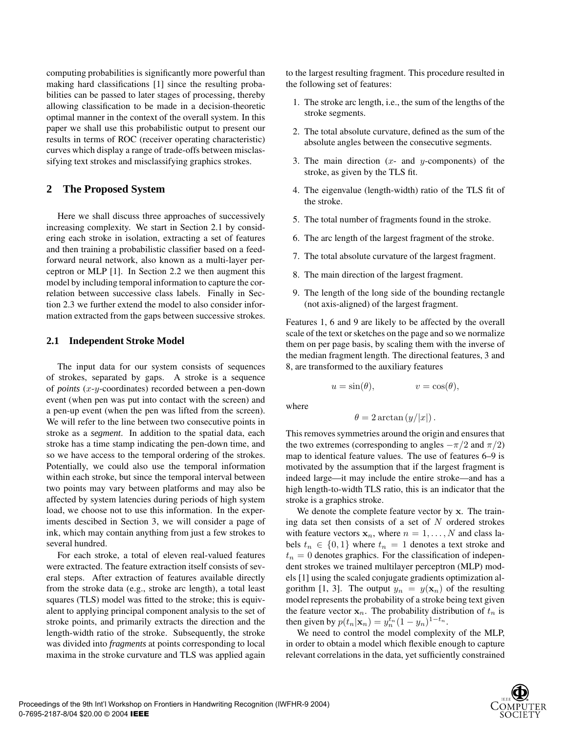computing probabilities is significantly more powerful than making hard classifications [1] since the resulting probabilities can be passed to later stages of processing, thereby allowing classification to be made in a decision-theoretic optimal manner in the context of the overall system. In this paper we shall use this probabilistic output to present our results in terms of ROC (receiver operating characteristic) curves which display a range of trade-offs between misclassifying text strokes and misclassifying graphics strokes.

## 2 The Proposed System

Here we shall discuss three approaches of successively increasing complexity. We start in Section 2.1 by considering each stroke in isolation, extracting a set of features and then training a probabilistic classifier based on a feed-forward neural network, also known as a multi-layer perceptron or MLP [1]. In Section 2.2 we then augment this model by including temporal information to capture the correlation between successive class labels. Finally in Section 2.3 we further extend the model to also consider information extracted from the gaps between successive strokes.

### 2.1 Independent Stroke Model

The input data for our system consists of sequences of strokes, separated by gaps. A stroke is a sequence of *points* ($x$-$y$-coordinates) recorded between a pen-down event (when pen was put into contact with the screen) and a pen-up event (when the pen was lifted from the screen). We will refer to the line between two consecutive points in stroke as a *segment*. In addition to the spatial data, each stroke has a time stamp indicating the pen-down time, and so we have access to the temporal ordering of the strokes. Potentially, we could also use the temporal information within each stroke, but since the temporal interval between two points may vary between platforms and may also be affected by system latencies during periods of high system load, we choose not to use this information. In the experiments descibed in Section 3, we will consider a page of ink, which may contain anything from just a few strokes to several hundred.

For each stroke, a total of eleven real-valued features were extracted. The feature extraction itself consists of several steps. After extraction of features available directly from the stroke data (e.g., stroke arc length), a total least squares (TLS) model was fitted to the stroke; this is equivalent to applying principal component analysis to the set of stroke points, and primarily extracts the direction and the length-width ratio of the stroke. Subsequently, the stroke was divided into *fragments* at points corresponding to local maxima in the stroke curvature and TLS was applied again to the largest resulting fragment. This procedure resulted in the following set of features:

1. The stroke arc length, i.e., the sum of the lengths of the stroke segments.
2. The total absolute curvature, defined as the sum of the absolute angles between the consecutive segments.
3. The main direction ($x$- and $y$-components) of the stroke, as given by the TLS fit.
4. The eigenvalue (length-width) ratio of the TLS fit of the stroke.
5. The total number of fragments found in the stroke.
6. The arc length of the largest fragment of the stroke.
7. The total absolute curvature of the largest fragment.
8. The main direction of the largest fragment.
9. The length of the long side of the bounding rectangle (not axis-aligned) of the largest fragment.

Features 1, 6 and 9 are likely to be affected by the overall scale of the text or sketches on the page and so we normalize them on per page basis, by scaling them with the inverse of the median fragment length. The directional features, 3 and 8, are transformed to the auxiliary features

$$u = \sin(\theta), \qquad v = \cos(\theta),$$

where

$$\theta = 2\arctan\left(y/|x|\right).$$

This removes symmetries around the origin and ensures that the two extremes (corresponding to angles $-\pi/2$ and $\pi/2$) map to identical feature values. The use of features 6–9 is motivated by the assumption that if the largest fragment is indeed large—it may include the entire stroke—and has a high length-to-width TLS ratio, this is an indicator that the stroke is a graphics stroke.

We denote the complete feature vector by $\mathbf{x}$. The training data set then consists of a set of $N$ ordered strokes with feature vectors $\mathbf{x}_n$, where $n = 1, \ldots, N$ and class labels $t_n \in \{0, 1\}$ where $t_n = 1$ denotes a text stroke and $t_n = 0$ denotes graphics. For the classification of independent strokes we trained multilayer perceptron (MLP) models [1] using the scaled conjugate gradients optimization algorithm [1, 3]. The output $y_n = y(\mathbf{x}_n)$ of the resulting model represents the probability of a stroke being text given the feature vector $\mathbf{x}_n$. The probability distribution of $t_n$ is then given by $p(t_n|\mathbf{x}_n) = y_n^{t_n}(1 - y_n)^{1-t_n}$.

We need to control the model complexity of the MLP, in order to obtain a model which flexible enough to capture relevant correlations in the data, yet sufficiently constrained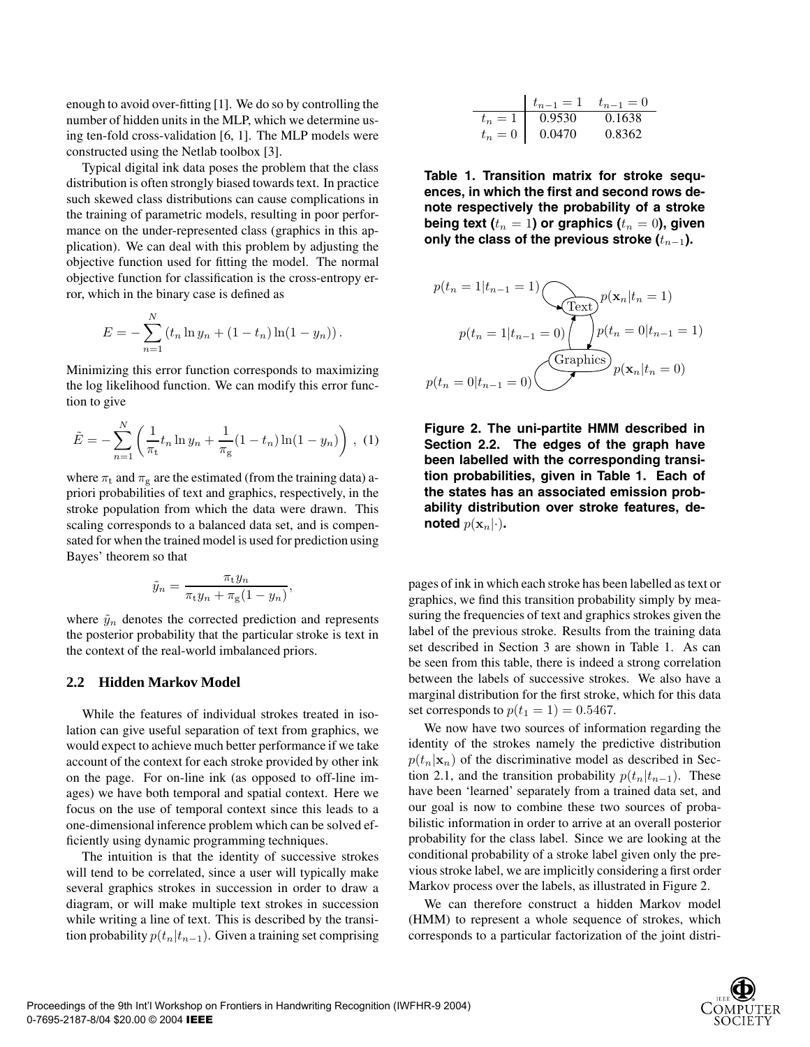enough to avoid over-fitting [1]. We do so by controlling the number of hidden units in the MLP, which we determine using ten-fold cross-validation [6, 1]. The MLP models were constructed using the Netlab toolbox [3].

Typical digital ink data poses the problem that the class distribution is often strongly biased towards text. In practice such skewed class distributions can cause complications in the training of parametric models, resulting in poor performance on the under-represented class (graphics in this application). We can deal with this problem by adjusting the objective function used for fitting the model. The normal objective function for classification is the cross-entropy error, which in the binary case is defined as

$$E = -\sum_{n=1}^{N} \left( t_n \ln y_n + (1 - t_n) \ln(1 - y_n) \right).$$

Minimizing this error function corresponds to maximizing the log likelihood function. We can modify this error function to give

$$\tilde{E} = -\sum_{n=1}^{N} \left( \frac{1}{\pi_{\mathrm{t}}} t_n \ln y_n + \frac{1}{\pi_{\mathrm{g}}} (1 - t_n) \ln(1 - y_n) \right), \quad (1)$$

where $\pi_{\mathrm{t}}$ and $\pi_{\mathrm{g}}$ are the estimated (from the training data) a-priori probabilities of text and graphics, respectively, in the stroke population from which the data were drawn. This scaling corresponds to a balanced data set, and is compensated for when the trained model is used for prediction using Bayes' theorem so that

$$\tilde{y}_n = \frac{\pi_{\mathrm{t}} y_n}{\pi_{\mathrm{t}} y_n + \pi_{\mathrm{g}} (1 - y_n)},$$

where $\tilde{y}_n$ denotes the corrected prediction and represents the posterior probability that the particular stroke is text in the context of the real-world imbalanced priors.

## 2.2 Hidden Markov Model

While the features of individual strokes treated in isolation can give useful separation of text from graphics, we would expect to achieve much better performance if we take account of the context for each stroke provided by other ink on the page. For on-line ink (as opposed to off-line images) we have both temporal and spatial context. Here we focus on the use of temporal context since this leads to a one-dimensional inference problem which can be solved efficiently using dynamic programming techniques.

The intuition is that the identity of successive strokes will tend to be correlated, since a user will typically make several graphics strokes in succession in order to draw a diagram, or will make multiple text strokes in succession while writing a line of text. This is described by the transition probability $p(t_n|t_{n-1})$. Given a training set comprising pages of ink in which each stroke has been labelled as text or graphics, we find this transition probability simply by measuring the frequencies of text and graphics strokes given the label of the previous stroke. Results from the training data set described in Section 3 are shown in Table 1. As can be seen from this table, there is indeed a strong correlation between the labels of successive strokes. We also have a marginal distribution for the first stroke, which for this data set corresponds to $p(t_1 = 1) = 0.5467$.

| | $t_{n-1} = 1$ | $t_{n-1} = 0$ |
|---|---|---|
| $t_n = 1$ | 0.9530 | 0.1638 |
| $t_n = 0$ | 0.0470 | 0.8362 |

**Table 1. Transition matrix for stroke sequences, in which the first and second rows denote respectively the probability of a stroke being text ($t_n = 1$) or graphics ($t_n = 0$), given only the class of the previous stroke ($t_{n-1}$).**

**Figure 2. The uni-partite HMM described in Section 2.2. The edges of the graph have been labelled with the corresponding transition probabilities, given in Table 1. Each of the states has an associated emission probability distribution over stroke features, denoted $p(\mathbf{x}_n|\cdot)$.**

We now have two sources of information regarding the identity of the strokes namely the predictive distribution $p(t_n|\mathbf{x}_n)$ of the discriminative model as described in Section 2.1, and the transition probability $p(t_n|t_{n-1})$. These have been 'learned' separately from a trained data set, and our goal is now to combine these two sources of probabilistic information in order to arrive at an overall posterior probability for the class label. Since we are looking at the conditional probability of a stroke label given only the previous stroke label, we are implicitly considering a first order Markov process over the labels, as illustrated in Figure 2.

We can therefore construct a hidden Markov model (HMM) to represent a whole sequence of strokes, which corresponds to a particular factorization of the joint distri-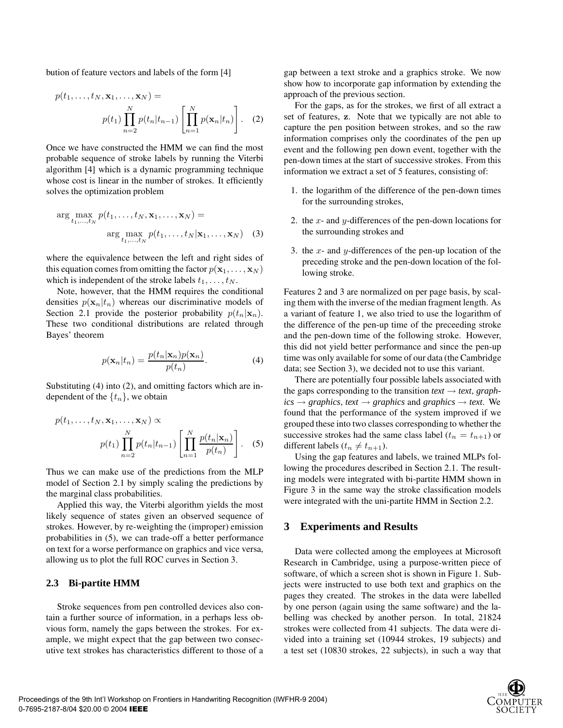bution of feature vectors and labels of the form [4]

$$p(t_1, \ldots, t_N, \mathbf{x}_1, \ldots, \mathbf{x}_N) = p(t_1) \prod_{n=2}^{N} p(t_n|t_{n-1}) \left[ \prod_{n=1}^{N} p(\mathbf{x}_n|t_n) \right]. \quad (2)$$

Once we have constructed the HMM we can find the most probable sequence of stroke labels by running the Viterbi algorithm [4] which is a dynamic programming technique whose cost is linear in the number of strokes. It efficiently solves the optimization problem

$$\arg \max_{t_1,\ldots,t_N} p(t_1, \ldots, t_N, \mathbf{x}_1, \ldots, \mathbf{x}_N) = \arg \max_{t_1,\ldots,t_N} p(t_1, \ldots, t_N|\mathbf{x}_1, \ldots, \mathbf{x}_N) \quad (3)$$

where the equivalence between the left and right sides of this equation comes from omitting the factor $p(\mathbf{x}_1, \ldots, \mathbf{x}_N)$ which is independent of the stroke labels $t_1, \ldots, t_N$.

Note, however, that the HMM requires the conditional densities $p(\mathbf{x}_n|t_n)$ whereas our discriminative models of Section 2.1 provide the posterior probability $p(t_n|\mathbf{x}_n)$. These two conditional distributions are related through Bayes' theorem

$$p(\mathbf{x}_n|t_n) = \frac{p(t_n|\mathbf{x}_n)p(\mathbf{x}_n)}{p(t_n)}. \quad (4)$$

Substituting (4) into (2), and omitting factors which are independent of the $\{t_n\}$, we obtain

$$p(t_1, \ldots, t_N, \mathbf{x}_1, \ldots, \mathbf{x}_N) \propto p(t_1) \prod_{n=2}^{N} p(t_n|t_{n-1}) \left[ \prod_{n=1}^{N} \frac{p(t_n|\mathbf{x}_n)}{p(t_n)} \right]. \quad (5)$$

Thus we can make use of the predictions from the MLP model of Section 2.1 by simply scaling the predictions by the marginal class probabilities.

Applied this way, the Viterbi algorithm yields the most likely sequence of states given an observed sequence of strokes. However, by re-weighting the (improper) emission probabilities in (5), we can trade-off a better performance on text for a worse performance on graphics and vice versa, allowing us to plot the full ROC curves in Section 3.

### 2.3 Bi-partite HMM

Stroke sequences from pen controlled devices also contain a further source of information, in a perhaps less obvious form, namely the gaps between the strokes. For example, we might expect that the gap between two consecutive text strokes has characteristics different to those of a gap between a text stroke and a graphics stroke. We now show how to incorporate gap information by extending the approach of the previous section.

For the gaps, as for the strokes, we first of all extract a set of features, $\mathbf{z}$. Note that we typically are not able to capture the pen position between strokes, and so the raw information comprises only the coordinates of the pen up event and the following pen down event, together with the pen-down times at the start of successive strokes. From this information we extract a set of 5 features, consisting of:

1. the logarithm of the difference of the pen-down times for the surrounding strokes,
2. the $x$- and $y$-differences of the pen-down locations for the surrounding strokes and
3. the $x$- and $y$-differences of the pen-up location of the preceding stroke and the pen-down location of the following stroke.

Features 2 and 3 are normalized on per page basis, by scaling them with the inverse of the median fragment length. As a variant of feature 1, we also tried to use the logarithm of the difference of the pen-up time of the preceeding stroke and the pen-down time of the following stroke. However, this did not yield better performance and since the pen-up time was only available for some of our data (the Cambridge data; see Section 3), we decided not to use this variant.

There are potentially four possible labels associated with the gaps corresponding to the transition *text* → *text*, *graphics* → *graphics*, *text* → *graphics* and *graphics* → *text*. We found that the performance of the system improved if we grouped these into two classes corresponding to whether the successive strokes had the same class label ($t_n = t_{n+1}$) or different labels ($t_n \neq t_{n+1}$).

Using the gap features and labels, we trained MLPs following the procedures described in Section 2.1. The resulting models were integrated with bi-partite HMM shown in Figure 3 in the same way the stroke classification models were integrated with the uni-partite HMM in Section 2.2.

## 3 Experiments and Results

Data were collected among the employees at Microsoft Research in Cambridge, using a purpose-written piece of software, of which a screen shot is shown in Figure 1. Subjects were instructed to use both text and graphics on the pages they created. The strokes in the data were labelled by one person (again using the same software) and the labelling was checked by another person. In total, 21824 strokes were collected from 41 subjects. The data were divided into a training set (10944 strokes, 19 subjects) and a test set (10830 strokes, 22 subjects), in such a way that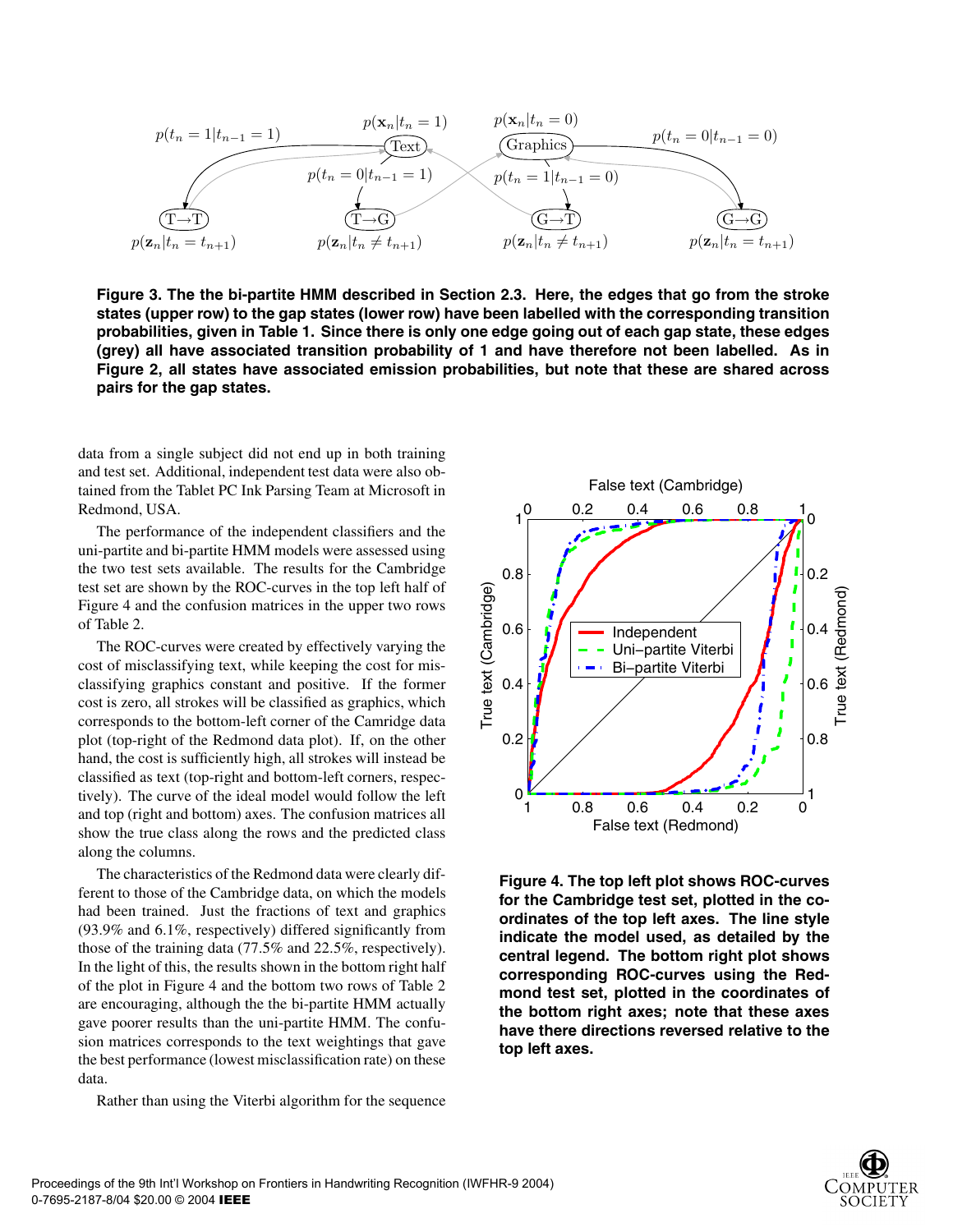**Figure 3. The the bi-partite HMM described in Section 2.3. Here, the edges that go from the stroke states (upper row) to the gap states (lower row) have been labelled with the corresponding transition probabilities, given in Table 1. Since there is only one edge going out of each gap state, these edges (grey) all have associated transition probability of 1 and have therefore not been labelled. As in Figure 2, all states have associated emission probabilities, but note that these are shared across pairs for the gap states.**

data from a single subject did not end up in both training and test set. Additional, independent test data were also obtained from the Tablet PC Ink Parsing Team at Microsoft in Redmond, USA.

The performance of the independent classifiers and the uni-partite and bi-partite HMM models were assessed using the two test sets available. The results for the Cambridge test set are shown by the ROC-curves in the top left half of Figure 4 and the confusion matrices in the upper two rows of Table 2.

The ROC-curves were created by effectively varying the cost of misclassifying text, while keeping the cost for misclassifying graphics constant and positive. If the former cost is zero, all strokes will be classified as graphics, which corresponds to the bottom-left corner of the Camridge data plot (top-right of the Redmond data plot). If, on the other hand, the cost is sufficiently high, all strokes will instead be classified as text (top-right and bottom-left corners, respectively). The curve of the ideal model would follow the left and top (right and bottom) axes. The confusion matrices all show the true class along the rows and the predicted class along the columns.

The characteristics of the Redmond data were clearly different to those of the Cambridge data, on which the models had been trained. Just the fractions of text and graphics (93.9% and 6.1%, respectively) differed significantly from those of the training data (77.5% and 22.5%, respectively). In the light of this, the results shown in the bottom right half of the plot in Figure 4 and the bottom two rows of Table 2 are encouraging, although the the bi-partite HMM actually gave poorer results than the uni-partite HMM. The confusion matrices corresponds to the text weightings that gave the best performance (lowest misclassification rate) on these data.

Rather than using the Viterbi algorithm for the sequence

**Figure 4. The top left plot shows ROC-curves for the Cambridge test set, plotted in the coordinates of the top left axes. The line style indicate the model used, as detailed by the central legend. The bottom right plot shows corresponding ROC-curves using the Redmond test set, plotted in the coordinates of the bottom right axes; note that these axes have there directions reversed relative to the top left axes.**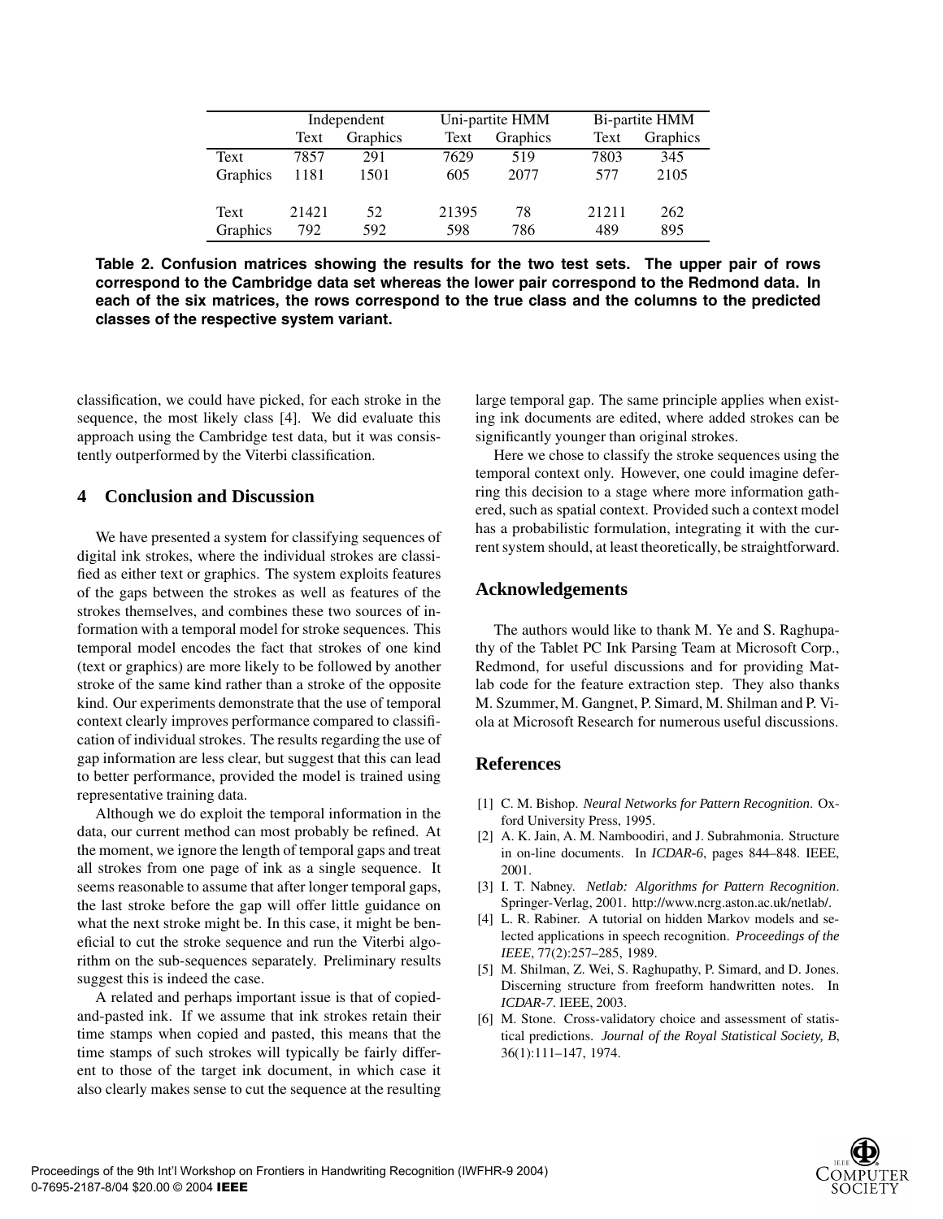| | Independent | | Uni-partite HMM | | Bi-partite HMM | |
|---|---|---|---|---|---|---|
| | Text | Graphics | Text | Graphics | Text | Graphics |
| Text | 7857 | 291 | 7629 | 519 | 7803 | 345 |
| Graphics | 1181 | 1501 | 605 | 2077 | 577 | 2105 |
| Text | 21421 | 52 | 21395 | 78 | 21211 | 262 |
| Graphics | 792 | 592 | 598 | 786 | 489 | 895 |

**Table 2. Confusion matrices showing the results for the two test sets. The upper pair of rows correspond to the Cambridge data set whereas the lower pair correspond to the Redmond data. In each of the six matrices, the rows correspond to the true class and the columns to the predicted classes of the respective system variant.**

classification, we could have picked, for each stroke in the sequence, the most likely class [4]. We did evaluate this approach using the Cambridge test data, but it was consistently outperformed by the Viterbi classification.

## 4 Conclusion and Discussion

We have presented a system for classifying sequences of digital ink strokes, where the individual strokes are classified as either text or graphics. The system exploits features of the gaps between the strokes as well as features of the strokes themselves, and combines these two sources of information with a temporal model for stroke sequences. This temporal model encodes the fact that strokes of one kind (text or graphics) are more likely to be followed by another stroke of the same kind rather than a stroke of the opposite kind. Our experiments demonstrate that the use of temporal context clearly improves performance compared to classification of individual strokes. The results regarding the use of gap information are less clear, but suggest that this can lead to better performance, provided the model is trained using representative training data.

Although we do exploit the temporal information in the data, our current method can most probably be refined. At the moment, we ignore the length of temporal gaps and treat all strokes from one page of ink as a single sequence. It seems reasonable to assume that after longer temporal gaps, the last stroke before the gap will offer little guidance on what the next stroke might be. In this case, it might be beneficial to cut the stroke sequence and run the Viterbi algorithm on the sub-sequences separately. Preliminary results suggest this is indeed the case.

A related and perhaps important issue is that of copied-and-pasted ink. If we assume that ink strokes retain their time stamps when copied and pasted, this means that the time stamps of such strokes will typically be fairly different to those of the target ink document, in which case it also clearly makes sense to cut the sequence at the resulting large temporal gap. The same principle applies when existing ink documents are edited, where added strokes can be significantly younger than original strokes.

Here we chose to classify the stroke sequences using the temporal context only. However, one could imagine deferring this decision to a stage where more information gathered, such as spatial context. Provided such a context model has a probabilistic formulation, integrating it with the current system should, at least theoretically, be straightforward.

## Acknowledgements

The authors would like to thank M. Ye and S. Raghupathy of the Tablet PC Ink Parsing Team at Microsoft Corp., Redmond, for useful discussions and for providing Matlab code for the feature extraction step. They also thanks M. Szummer, M. Gangnet, P. Simard, M. Shilman and P. Viola at Microsoft Research for numerous useful discussions.

## References

[1] C. M. Bishop. *Neural Networks for Pattern Recognition*. Oxford University Press, 1995.

[2] A. K. Jain, A. M. Namboodiri, and J. Subrahmonia. Structure in on-line documents. In *ICDAR-6*, pages 844–848. IEEE, 2001.

[3] I. T. Nabney. *Netlab: Algorithms for Pattern Recognition*. Springer-Verlag, 2001. http://www.ncrg.aston.ac.uk/netlab/.

[4] L. R. Rabiner. A tutorial on hidden Markov models and selected applications in speech recognition. *Proceedings of the IEEE*, 77(2):257–285, 1989.

[5] M. Shilman, Z. Wei, S. Raghupathy, P. Simard, and D. Jones. Discerning structure from freeform handwritten notes. In *ICDAR-7*. IEEE, 2003.

[6] M. Stone. Cross-validatory choice and assessment of statistical predictions. *Journal of the Royal Statistical Society, B*, 36(1):111–147, 1974.